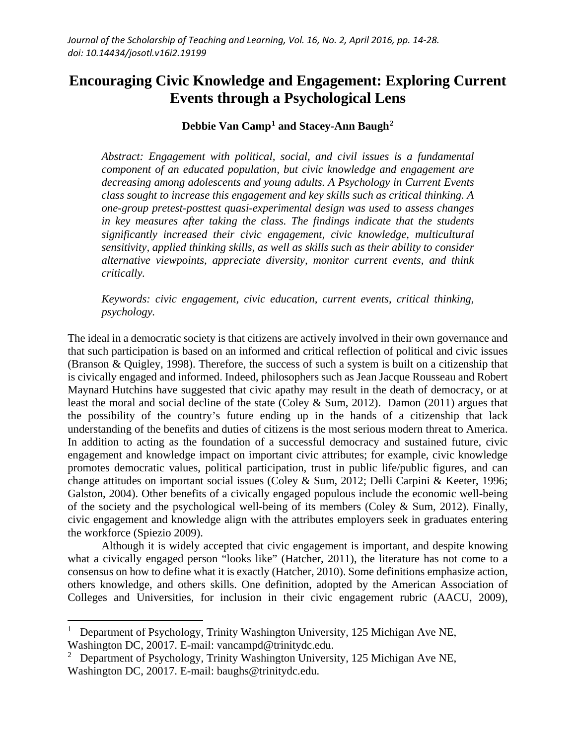# Encouraging Civic Knowledge and Engagement: Exploring Current Events through a Psychological Lens

**Debbie Van Camp[1] and Stacey-Ann Baugh[2]**

*Abstract: Engagement with political, social, and civil issues is a fundamental component of an educated population, but civic knowledge and engagement are decreasing among adolescents and young adults. A Psychology in Current Events class sought to increase this engagement and key skills such as critical thinking. A one-group pretest-posttest quasi-experimental design was used to assess changes in key measures after taking the class. The findings indicate that the students significantly increased their civic engagement, civic knowledge, multicultural sensitivity, applied thinking skills, as well as skills such as their ability to consider alternative viewpoints, appreciate diversity, monitor current events, and think critically.*

*Keywords: civic engagement, civic education, current events, critical thinking, psychology.*

The ideal in a democratic society is that citizens are actively involved in their own governance and that such participation is based on an informed and critical reflection of political and civic issues (Branson & Quigley, 1998). Therefore, the success of such a system is built on a citizenship that is civically engaged and informed. Indeed, philosophers such as Jean Jacque Rousseau and Robert Maynard Hutchins have suggested that civic apathy may result in the death of democracy, or at least the moral and social decline of the state (Coley & Sum, 2012). Damon (2011) argues that the possibility of the country's future ending up in the hands of a citizenship that lack understanding of the benefits and duties of citizens is the most serious modern threat to America. In addition to acting as the foundation of a successful democracy and sustained future, civic engagement and knowledge impact on important civic attributes; for example, civic knowledge promotes democratic values, political participation, trust in public life/public figures, and can change attitudes on important social issues (Coley & Sum, 2012; Delli Carpini & Keeter, 1996; Galston, 2004). Other benefits of a civically engaged populous include the economic well-being of the society and the psychological well-being of its members (Coley & Sum, 2012). Finally, civic engagement and knowledge align with the attributes employers seek in graduates entering the workforce (Spiezio 2009).

Although it is widely accepted that civic engagement is important, and despite knowing what a civically engaged person "looks like" (Hatcher, 2011), the literature has not come to a consensus on how to define what it is exactly (Hatcher, 2010). Some definitions emphasize action, others knowledge, and others skills. One definition, adopted by the American Association of Colleges and Universities, for inclusion in their civic engagement rubric (AACU, 2009),

---

[1] Department of Psychology, Trinity Washington University, 125 Michigan Ave NE, Washington DC, 20017. E-mail: vancampd@trinitydc.edu.

[2] Department of Psychology, Trinity Washington University, 125 Michigan Ave NE, Washington DC, 20017. E-mail: baughs@trinitydc.edu.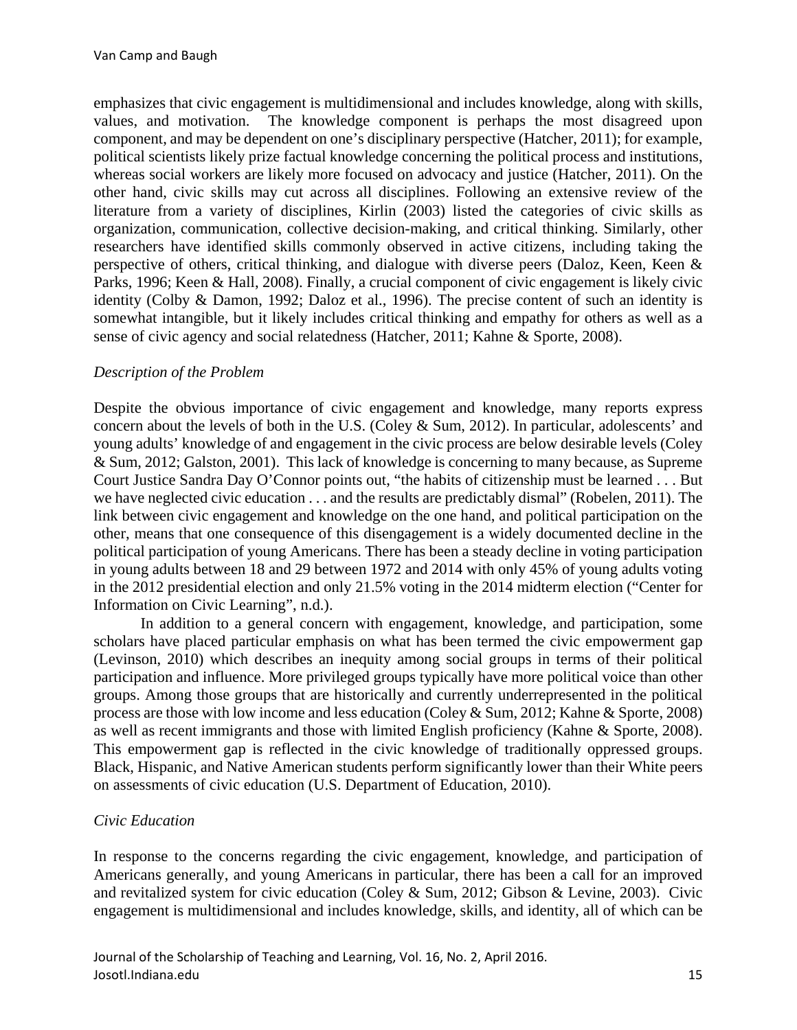emphasizes that civic engagement is multidimensional and includes knowledge, along with skills, values, and motivation. The knowledge component is perhaps the most disagreed upon component, and may be dependent on one's disciplinary perspective (Hatcher, 2011); for example, political scientists likely prize factual knowledge concerning the political process and institutions, whereas social workers are likely more focused on advocacy and justice (Hatcher, 2011). On the other hand, civic skills may cut across all disciplines. Following an extensive review of the literature from a variety of disciplines, Kirlin (2003) listed the categories of civic skills as organization, communication, collective decision-making, and critical thinking. Similarly, other researchers have identified skills commonly observed in active citizens, including taking the perspective of others, critical thinking, and dialogue with diverse peers (Daloz, Keen, Keen & Parks, 1996; Keen & Hall, 2008). Finally, a crucial component of civic engagement is likely civic identity (Colby & Damon, 1992; Daloz et al., 1996). The precise content of such an identity is somewhat intangible, but it likely includes critical thinking and empathy for others as well as a sense of civic agency and social relatedness (Hatcher, 2011; Kahne & Sporte, 2008).

### *Description of the Problem*

Despite the obvious importance of civic engagement and knowledge, many reports express concern about the levels of both in the U.S. (Coley & Sum, 2012). In particular, adolescents' and young adults' knowledge of and engagement in the civic process are below desirable levels (Coley & Sum, 2012; Galston, 2001). This lack of knowledge is concerning to many because, as Supreme Court Justice Sandra Day O'Connor points out, "the habits of citizenship must be learned . . . But we have neglected civic education . . . and the results are predictably dismal" (Robelen, 2011). The link between civic engagement and knowledge on the one hand, and political participation on the other, means that one consequence of this disengagement is a widely documented decline in the political participation of young Americans. There has been a steady decline in voting participation in young adults between 18 and 29 between 1972 and 2014 with only 45% of young adults voting in the 2012 presidential election and only 21.5% voting in the 2014 midterm election ("Center for Information on Civic Learning", n.d.).

In addition to a general concern with engagement, knowledge, and participation, some scholars have placed particular emphasis on what has been termed the civic empowerment gap (Levinson, 2010) which describes an inequity among social groups in terms of their political participation and influence. More privileged groups typically have more political voice than other groups. Among those groups that are historically and currently underrepresented in the political process are those with low income and less education (Coley & Sum, 2012; Kahne & Sporte, 2008) as well as recent immigrants and those with limited English proficiency (Kahne & Sporte, 2008). This empowerment gap is reflected in the civic knowledge of traditionally oppressed groups. Black, Hispanic, and Native American students perform significantly lower than their White peers on assessments of civic education (U.S. Department of Education, 2010).

### *Civic Education*

In response to the concerns regarding the civic engagement, knowledge, and participation of Americans generally, and young Americans in particular, there has been a call for an improved and revitalized system for civic education (Coley & Sum, 2012; Gibson & Levine, 2003). Civic engagement is multidimensional and includes knowledge, skills, and identity, all of which can be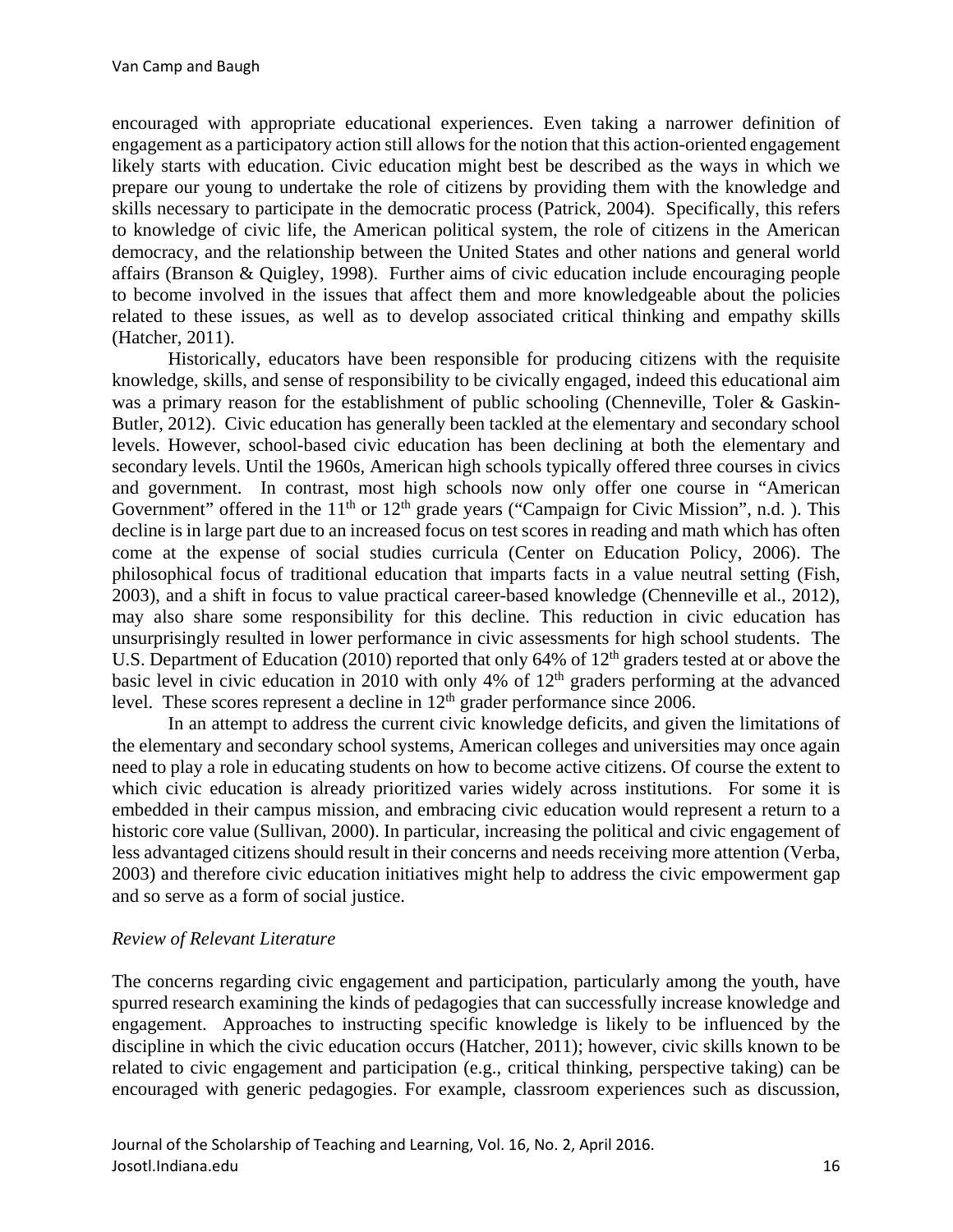encouraged with appropriate educational experiences. Even taking a narrower definition of engagement as a participatory action still allows for the notion that this action-oriented engagement likely starts with education. Civic education might best be described as the ways in which we prepare our young to undertake the role of citizens by providing them with the knowledge and skills necessary to participate in the democratic process (Patrick, 2004). Specifically, this refers to knowledge of civic life, the American political system, the role of citizens in the American democracy, and the relationship between the United States and other nations and general world affairs (Branson & Quigley, 1998). Further aims of civic education include encouraging people to become involved in the issues that affect them and more knowledgeable about the policies related to these issues, as well as to develop associated critical thinking and empathy skills (Hatcher, 2011).

Historically, educators have been responsible for producing citizens with the requisite knowledge, skills, and sense of responsibility to be civically engaged, indeed this educational aim was a primary reason for the establishment of public schooling (Chenneville, Toler & Gaskin-Butler, 2012). Civic education has generally been tackled at the elementary and secondary school levels. However, school-based civic education has been declining at both the elementary and secondary levels. Until the 1960s, American high schools typically offered three courses in civics and government. In contrast, most high schools now only offer one course in "American Government" offered in the 11th or 12th grade years ("Campaign for Civic Mission", n.d. ). This decline is in large part due to an increased focus on test scores in reading and math which has often come at the expense of social studies curricula (Center on Education Policy, 2006). The philosophical focus of traditional education that imparts facts in a value neutral setting (Fish, 2003), and a shift in focus to value practical career-based knowledge (Chenneville et al., 2012), may also share some responsibility for this decline. This reduction in civic education has unsurprisingly resulted in lower performance in civic assessments for high school students. The U.S. Department of Education (2010) reported that only 64% of 12th graders tested at or above the basic level in civic education in 2010 with only 4% of 12th graders performing at the advanced level. These scores represent a decline in 12th grader performance since 2006.

In an attempt to address the current civic knowledge deficits, and given the limitations of the elementary and secondary school systems, American colleges and universities may once again need to play a role in educating students on how to become active citizens. Of course the extent to which civic education is already prioritized varies widely across institutions. For some it is embedded in their campus mission, and embracing civic education would represent a return to a historic core value (Sullivan, 2000). In particular, increasing the political and civic engagement of less advantaged citizens should result in their concerns and needs receiving more attention (Verba, 2003) and therefore civic education initiatives might help to address the civic empowerment gap and so serve as a form of social justice.

*Review of Relevant Literature*

The concerns regarding civic engagement and participation, particularly among the youth, have spurred research examining the kinds of pedagogies that can successfully increase knowledge and engagement. Approaches to instructing specific knowledge is likely to be influenced by the discipline in which the civic education occurs (Hatcher, 2011); however, civic skills known to be related to civic engagement and participation (e.g., critical thinking, perspective taking) can be encouraged with generic pedagogies. For example, classroom experiences such as discussion,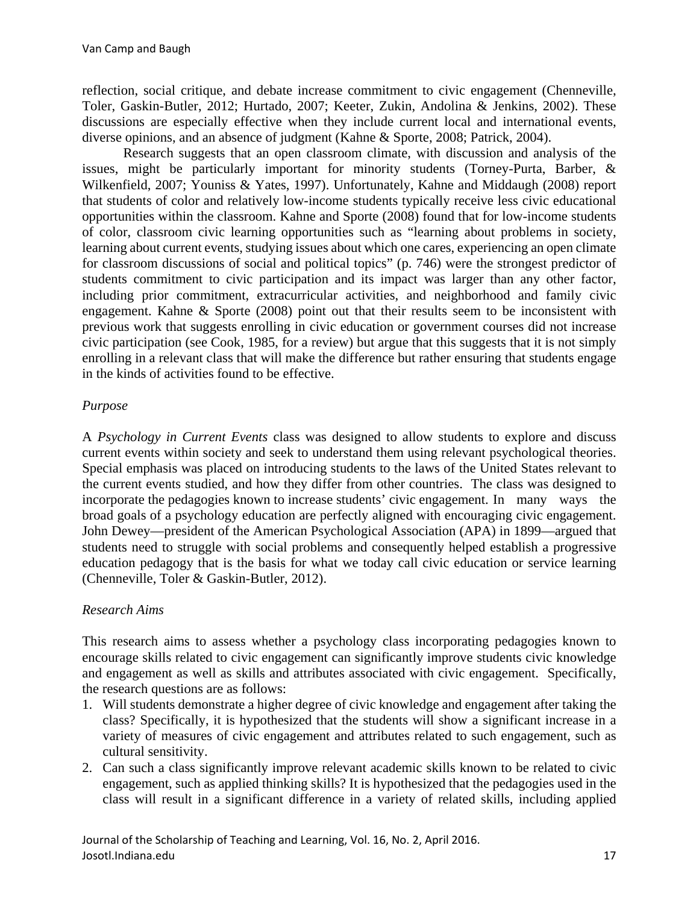reflection, social critique, and debate increase commitment to civic engagement (Chenneville, Toler, Gaskin-Butler, 2012; Hurtado, 2007; Keeter, Zukin, Andolina & Jenkins, 2002). These discussions are especially effective when they include current local and international events, diverse opinions, and an absence of judgment (Kahne & Sporte, 2008; Patrick, 2004).

Research suggests that an open classroom climate, with discussion and analysis of the issues, might be particularly important for minority students (Torney-Purta, Barber, & Wilkenfield, 2007; Youniss & Yates, 1997). Unfortunately, Kahne and Middaugh (2008) report that students of color and relatively low-income students typically receive less civic educational opportunities within the classroom. Kahne and Sporte (2008) found that for low-income students of color, classroom civic learning opportunities such as "learning about problems in society, learning about current events, studying issues about which one cares, experiencing an open climate for classroom discussions of social and political topics" (p. 746) were the strongest predictor of students commitment to civic participation and its impact was larger than any other factor, including prior commitment, extracurricular activities, and neighborhood and family civic engagement. Kahne & Sporte (2008) point out that their results seem to be inconsistent with previous work that suggests enrolling in civic education or government courses did not increase civic participation (see Cook, 1985, for a review) but argue that this suggests that it is not simply enrolling in a relevant class that will make the difference but rather ensuring that students engage in the kinds of activities found to be effective.

*Purpose*

A *Psychology in Current Events* class was designed to allow students to explore and discuss current events within society and seek to understand them using relevant psychological theories. Special emphasis was placed on introducing students to the laws of the United States relevant to the current events studied, and how they differ from other countries. The class was designed to incorporate the pedagogies known to increase students' civic engagement. In many ways the broad goals of a psychology education are perfectly aligned with encouraging civic engagement. John Dewey—president of the American Psychological Association (APA) in 1899—argued that students need to struggle with social problems and consequently helped establish a progressive education pedagogy that is the basis for what we today call civic education or service learning (Chenneville, Toler & Gaskin-Butler, 2012).

*Research Aims*

This research aims to assess whether a psychology class incorporating pedagogies known to encourage skills related to civic engagement can significantly improve students civic knowledge and engagement as well as skills and attributes associated with civic engagement. Specifically, the research questions are as follows:

1. Will students demonstrate a higher degree of civic knowledge and engagement after taking the class? Specifically, it is hypothesized that the students will show a significant increase in a variety of measures of civic engagement and attributes related to such engagement, such as cultural sensitivity.
2. Can such a class significantly improve relevant academic skills known to be related to civic engagement, such as applied thinking skills? It is hypothesized that the pedagogies used in the class will result in a significant difference in a variety of related skills, including applied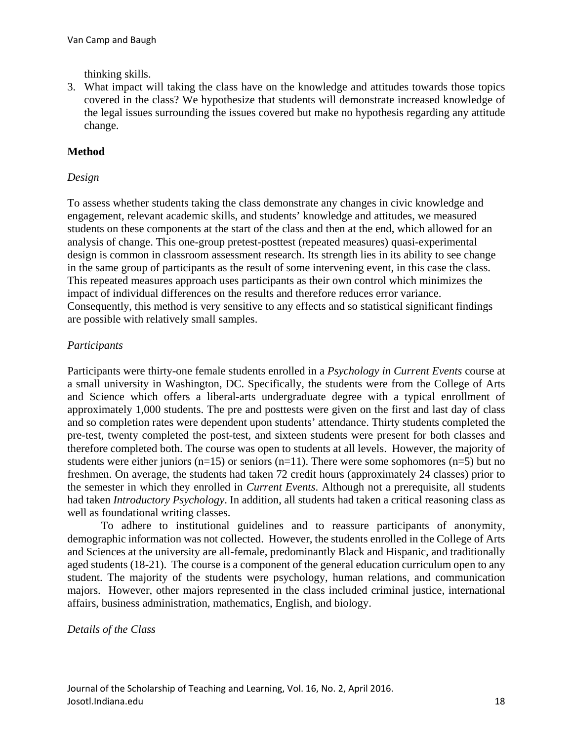thinking skills.

3. What impact will taking the class have on the knowledge and attitudes towards those topics covered in the class? We hypothesize that students will demonstrate increased knowledge of the legal issues surrounding the issues covered but make no hypothesis regarding any attitude change.

## Method

### *Design*

To assess whether students taking the class demonstrate any changes in civic knowledge and engagement, relevant academic skills, and students' knowledge and attitudes, we measured students on these components at the start of the class and then at the end, which allowed for an analysis of change. This one-group pretest-posttest (repeated measures) quasi-experimental design is common in classroom assessment research. Its strength lies in its ability to see change in the same group of participants as the result of some intervening event, in this case the class. This repeated measures approach uses participants as their own control which minimizes the impact of individual differences on the results and therefore reduces error variance. Consequently, this method is very sensitive to any effects and so statistical significant findings are possible with relatively small samples.

### *Participants*

Participants were thirty-one female students enrolled in a *Psychology in Current Events* course at a small university in Washington, DC. Specifically, the students were from the College of Arts and Science which offers a liberal-arts undergraduate degree with a typical enrollment of approximately 1,000 students. The pre and posttests were given on the first and last day of class and so completion rates were dependent upon students' attendance. Thirty students completed the pre-test, twenty completed the post-test, and sixteen students were present for both classes and therefore completed both. The course was open to students at all levels. However, the majority of students were either juniors (n=15) or seniors (n=11). There were some sophomores (n=5) but no freshmen. On average, the students had taken 72 credit hours (approximately 24 classes) prior to the semester in which they enrolled in *Current Events*. Although not a prerequisite, all students had taken *Introductory Psychology*. In addition, all students had taken a critical reasoning class as well as foundational writing classes.

To adhere to institutional guidelines and to reassure participants of anonymity, demographic information was not collected. However, the students enrolled in the College of Arts and Sciences at the university are all-female, predominantly Black and Hispanic, and traditionally aged students (18-21). The course is a component of the general education curriculum open to any student. The majority of the students were psychology, human relations, and communication majors. However, other majors represented in the class included criminal justice, international affairs, business administration, mathematics, English, and biology.

### *Details of the Class*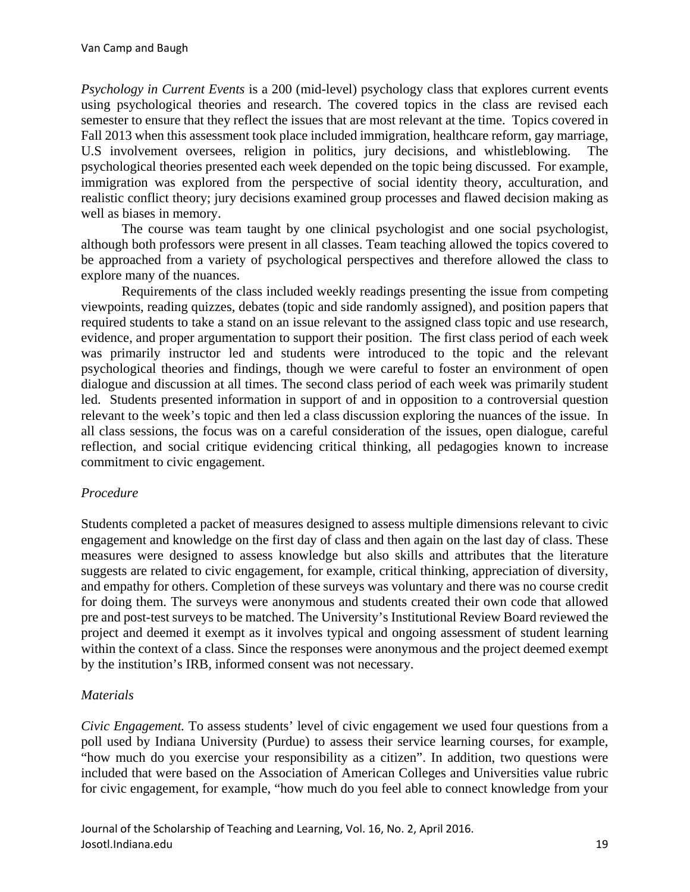*Psychology in Current Events* is a 200 (mid-level) psychology class that explores current events using psychological theories and research. The covered topics in the class are revised each semester to ensure that they reflect the issues that are most relevant at the time. Topics covered in Fall 2013 when this assessment took place included immigration, healthcare reform, gay marriage, U.S involvement oversees, religion in politics, jury decisions, and whistleblowing. The psychological theories presented each week depended on the topic being discussed. For example, immigration was explored from the perspective of social identity theory, acculturation, and realistic conflict theory; jury decisions examined group processes and flawed decision making as well as biases in memory.

The course was team taught by one clinical psychologist and one social psychologist, although both professors were present in all classes. Team teaching allowed the topics covered to be approached from a variety of psychological perspectives and therefore allowed the class to explore many of the nuances.

Requirements of the class included weekly readings presenting the issue from competing viewpoints, reading quizzes, debates (topic and side randomly assigned), and position papers that required students to take a stand on an issue relevant to the assigned class topic and use research, evidence, and proper argumentation to support their position. The first class period of each week was primarily instructor led and students were introduced to the topic and the relevant psychological theories and findings, though we were careful to foster an environment of open dialogue and discussion at all times. The second class period of each week was primarily student led. Students presented information in support of and in opposition to a controversial question relevant to the week's topic and then led a class discussion exploring the nuances of the issue. In all class sessions, the focus was on a careful consideration of the issues, open dialogue, careful reflection, and social critique evidencing critical thinking, all pedagogies known to increase commitment to civic engagement.

*Procedure*

Students completed a packet of measures designed to assess multiple dimensions relevant to civic engagement and knowledge on the first day of class and then again on the last day of class. These measures were designed to assess knowledge but also skills and attributes that the literature suggests are related to civic engagement, for example, critical thinking, appreciation of diversity, and empathy for others. Completion of these surveys was voluntary and there was no course credit for doing them. The surveys were anonymous and students created their own code that allowed pre and post-test surveys to be matched. The University's Institutional Review Board reviewed the project and deemed it exempt as it involves typical and ongoing assessment of student learning within the context of a class. Since the responses were anonymous and the project deemed exempt by the institution's IRB, informed consent was not necessary.

*Materials*

*Civic Engagement.* To assess students' level of civic engagement we used four questions from a poll used by Indiana University (Purdue) to assess their service learning courses, for example, "how much do you exercise your responsibility as a citizen". In addition, two questions were included that were based on the Association of American Colleges and Universities value rubric for civic engagement, for example, "how much do you feel able to connect knowledge from your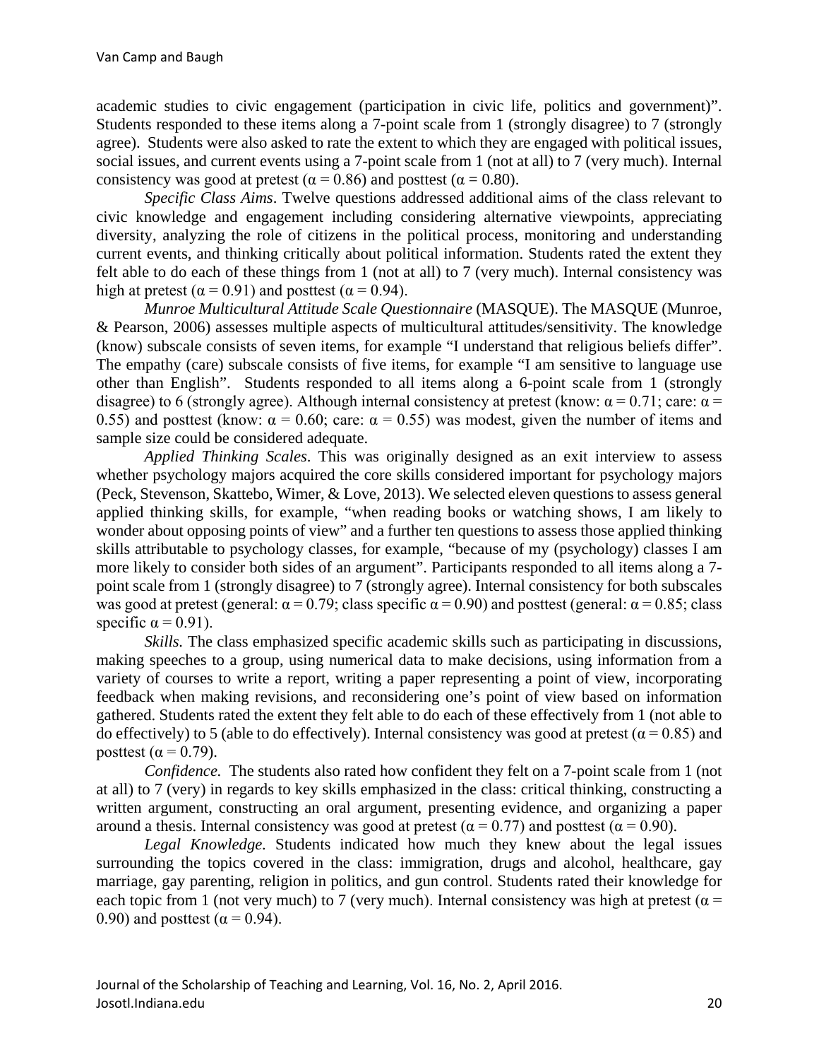academic studies to civic engagement (participation in civic life, politics and government)". Students responded to these items along a 7-point scale from 1 (strongly disagree) to 7 (strongly agree). Students were also asked to rate the extent to which they are engaged with political issues, social issues, and current events using a 7-point scale from 1 (not at all) to 7 (very much). Internal consistency was good at pretest ($\alpha = 0.86$) and posttest ($\alpha = 0.80$).

*Specific Class Aims*. Twelve questions addressed additional aims of the class relevant to civic knowledge and engagement including considering alternative viewpoints, appreciating diversity, analyzing the role of citizens in the political process, monitoring and understanding current events, and thinking critically about political information. Students rated the extent they felt able to do each of these things from 1 (not at all) to 7 (very much). Internal consistency was high at pretest ($\alpha = 0.91$) and posttest ($\alpha = 0.94$).

*Munroe Multicultural Attitude Scale Questionnaire* (MASQUE). The MASQUE (Munroe, & Pearson, 2006) assesses multiple aspects of multicultural attitudes/sensitivity. The knowledge (know) subscale consists of seven items, for example "I understand that religious beliefs differ". The empathy (care) subscale consists of five items, for example "I am sensitive to language use other than English". Students responded to all items along a 6-point scale from 1 (strongly disagree) to 6 (strongly agree). Although internal consistency at pretest (know: $\alpha = 0.71$; care: $\alpha = 0.55$) and posttest (know: $\alpha = 0.60$; care: $\alpha = 0.55$) was modest, given the number of items and sample size could be considered adequate.

*Applied Thinking Scales*. This was originally designed as an exit interview to assess whether psychology majors acquired the core skills considered important for psychology majors (Peck, Stevenson, Skattebo, Wimer, & Love, 2013). We selected eleven questions to assess general applied thinking skills, for example, "when reading books or watching shows, I am likely to wonder about opposing points of view" and a further ten questions to assess those applied thinking skills attributable to psychology classes, for example, "because of my (psychology) classes I am more likely to consider both sides of an argument". Participants responded to all items along a 7-point scale from 1 (strongly disagree) to 7 (strongly agree). Internal consistency for both subscales was good at pretest (general: $\alpha = 0.79$; class specific $\alpha = 0.90$) and posttest (general: $\alpha = 0.85$; class specific $\alpha = 0.91$).

*Skills.* The class emphasized specific academic skills such as participating in discussions, making speeches to a group, using numerical data to make decisions, using information from a variety of courses to write a report, writing a paper representing a point of view, incorporating feedback when making revisions, and reconsidering one's point of view based on information gathered. Students rated the extent they felt able to do each of these effectively from 1 (not able to do effectively) to 5 (able to do effectively). Internal consistency was good at pretest ($\alpha = 0.85$) and posttest ($\alpha = 0.79$).

*Confidence.* The students also rated how confident they felt on a 7-point scale from 1 (not at all) to 7 (very) in regards to key skills emphasized in the class: critical thinking, constructing a written argument, constructing an oral argument, presenting evidence, and organizing a paper around a thesis. Internal consistency was good at pretest ($\alpha = 0.77$) and posttest ($\alpha = 0.90$).

*Legal Knowledge.* Students indicated how much they knew about the legal issues surrounding the topics covered in the class: immigration, drugs and alcohol, healthcare, gay marriage, gay parenting, religion in politics, and gun control. Students rated their knowledge for each topic from 1 (not very much) to 7 (very much). Internal consistency was high at pretest ($\alpha = 0.90$) and posttest ($\alpha = 0.94$).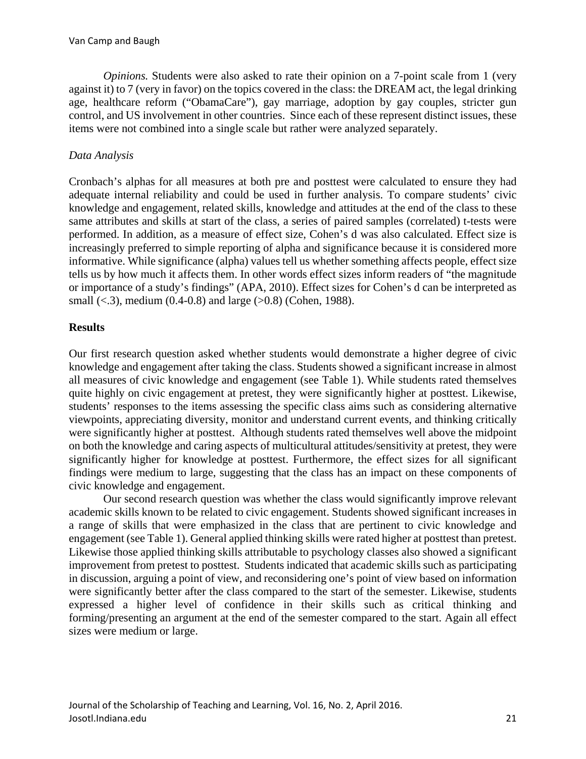*Opinions.* Students were also asked to rate their opinion on a 7-point scale from 1 (very against it) to 7 (very in favor) on the topics covered in the class: the DREAM act, the legal drinking age, healthcare reform ("ObamaCare"), gay marriage, adoption by gay couples, stricter gun control, and US involvement in other countries. Since each of these represent distinct issues, these items were not combined into a single scale but rather were analyzed separately.

*Data Analysis*

Cronbach's alphas for all measures at both pre and posttest were calculated to ensure they had adequate internal reliability and could be used in further analysis. To compare students' civic knowledge and engagement, related skills, knowledge and attitudes at the end of the class to these same attributes and skills at start of the class, a series of paired samples (correlated) t-tests were performed. In addition, as a measure of effect size, Cohen's d was also calculated. Effect size is increasingly preferred to simple reporting of alpha and significance because it is considered more informative. While significance (alpha) values tell us whether something affects people, effect size tells us by how much it affects them. In other words effect sizes inform readers of "the magnitude or importance of a study's findings" (APA, 2010). Effect sizes for Cohen's d can be interpreted as small (<.3), medium (0.4-0.8) and large (>0.8) (Cohen, 1988).

## Results

Our first research question asked whether students would demonstrate a higher degree of civic knowledge and engagement after taking the class. Students showed a significant increase in almost all measures of civic knowledge and engagement (see Table 1). While students rated themselves quite highly on civic engagement at pretest, they were significantly higher at posttest. Likewise, students' responses to the items assessing the specific class aims such as considering alternative viewpoints, appreciating diversity, monitor and understand current events, and thinking critically were significantly higher at posttest. Although students rated themselves well above the midpoint on both the knowledge and caring aspects of multicultural attitudes/sensitivity at pretest, they were significantly higher for knowledge at posttest. Furthermore, the effect sizes for all significant findings were medium to large, suggesting that the class has an impact on these components of civic knowledge and engagement.

Our second research question was whether the class would significantly improve relevant academic skills known to be related to civic engagement. Students showed significant increases in a range of skills that were emphasized in the class that are pertinent to civic knowledge and engagement (see Table 1). General applied thinking skills were rated higher at posttest than pretest. Likewise those applied thinking skills attributable to psychology classes also showed a significant improvement from pretest to posttest. Students indicated that academic skills such as participating in discussion, arguing a point of view, and reconsidering one's point of view based on information were significantly better after the class compared to the start of the semester. Likewise, students expressed a higher level of confidence in their skills such as critical thinking and forming/presenting an argument at the end of the semester compared to the start. Again all effect sizes were medium or large.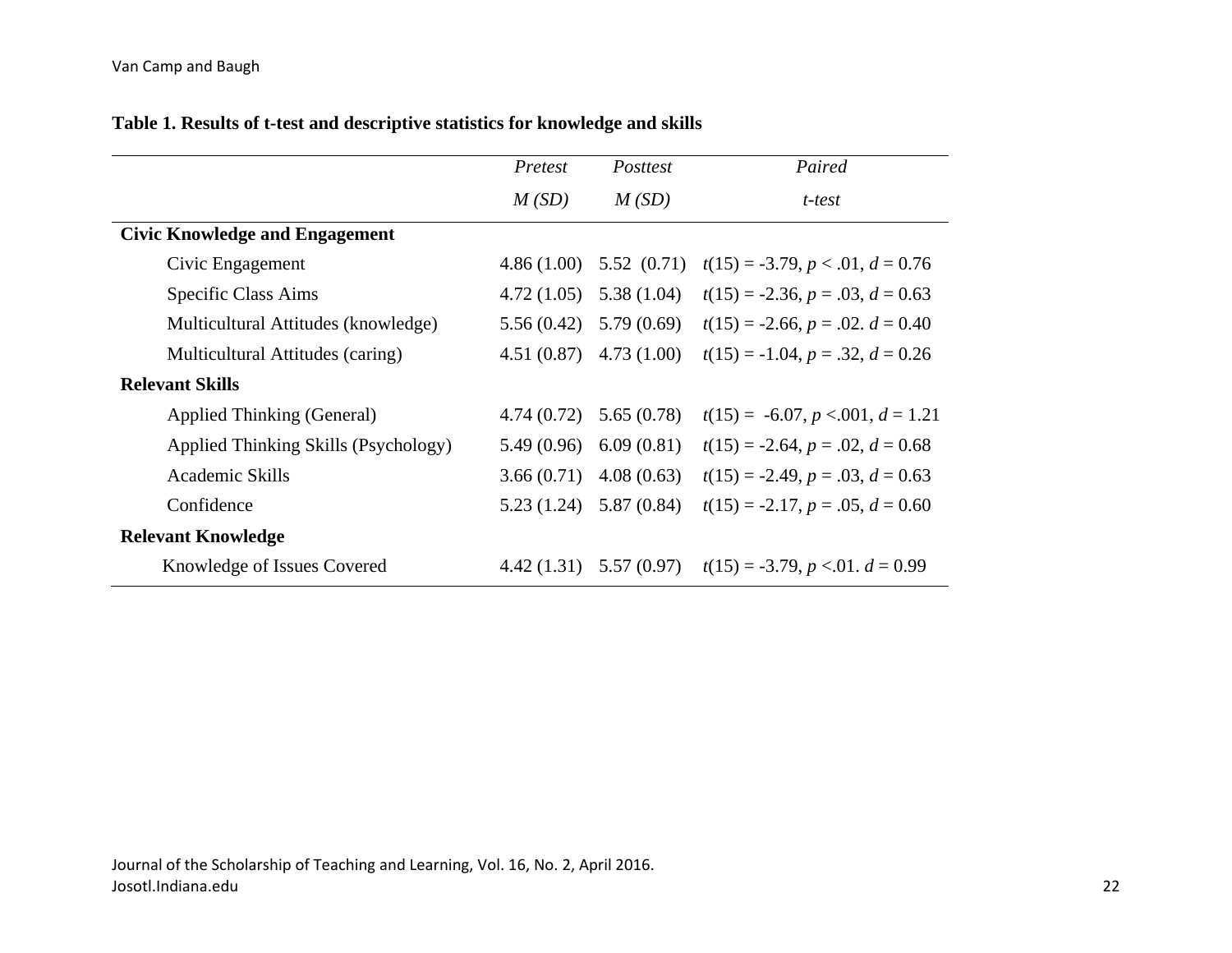**Table 1. Results of t-test and descriptive statistics for knowledge and skills**

| | *Pretest* *M (SD)* | *Posttest* *M (SD)* | *Paired* *t-test* |
|---|---|---|---|
| **Civic Knowledge and Engagement** | | | |
| Civic Engagement | 4.86 (1.00) | 5.52 (0.71) | $t(15) = -3.79$, $p < .01$, $d = 0.76$ |
| Specific Class Aims | 4.72 (1.05) | 5.38 (1.04) | $t(15) = -2.36$, $p = .03$, $d = 0.63$ |
| Multicultural Attitudes (knowledge) | 5.56 (0.42) | 5.79 (0.69) | $t(15) = -2.66$, $p = .02$. $d = 0.40$ |
| Multicultural Attitudes (caring) | 4.51 (0.87) | 4.73 (1.00) | $t(15) = -1.04$, $p = .32$, $d = 0.26$ |
| **Relevant Skills** | | | |
| Applied Thinking (General) | 4.74 (0.72) | 5.65 (0.78) | $t(15) = -6.07$, $p < .001$, $d = 1.21$ |
| Applied Thinking Skills (Psychology) | 5.49 (0.96) | 6.09 (0.81) | $t(15) = -2.64$, $p = .02$, $d = 0.68$ |
| Academic Skills | 3.66 (0.71) | 4.08 (0.63) | $t(15) = -2.49$, $p = .03$, $d = 0.63$ |
| Confidence | 5.23 (1.24) | 5.87 (0.84) | $t(15) = -2.17$, $p = .05$, $d = 0.60$ |
| **Relevant Knowledge** | | | |
| Knowledge of Issues Covered | 4.42 (1.31) | 5.57 (0.97) | $t(15) = -3.79$, $p < .01$. $d = 0.99$ |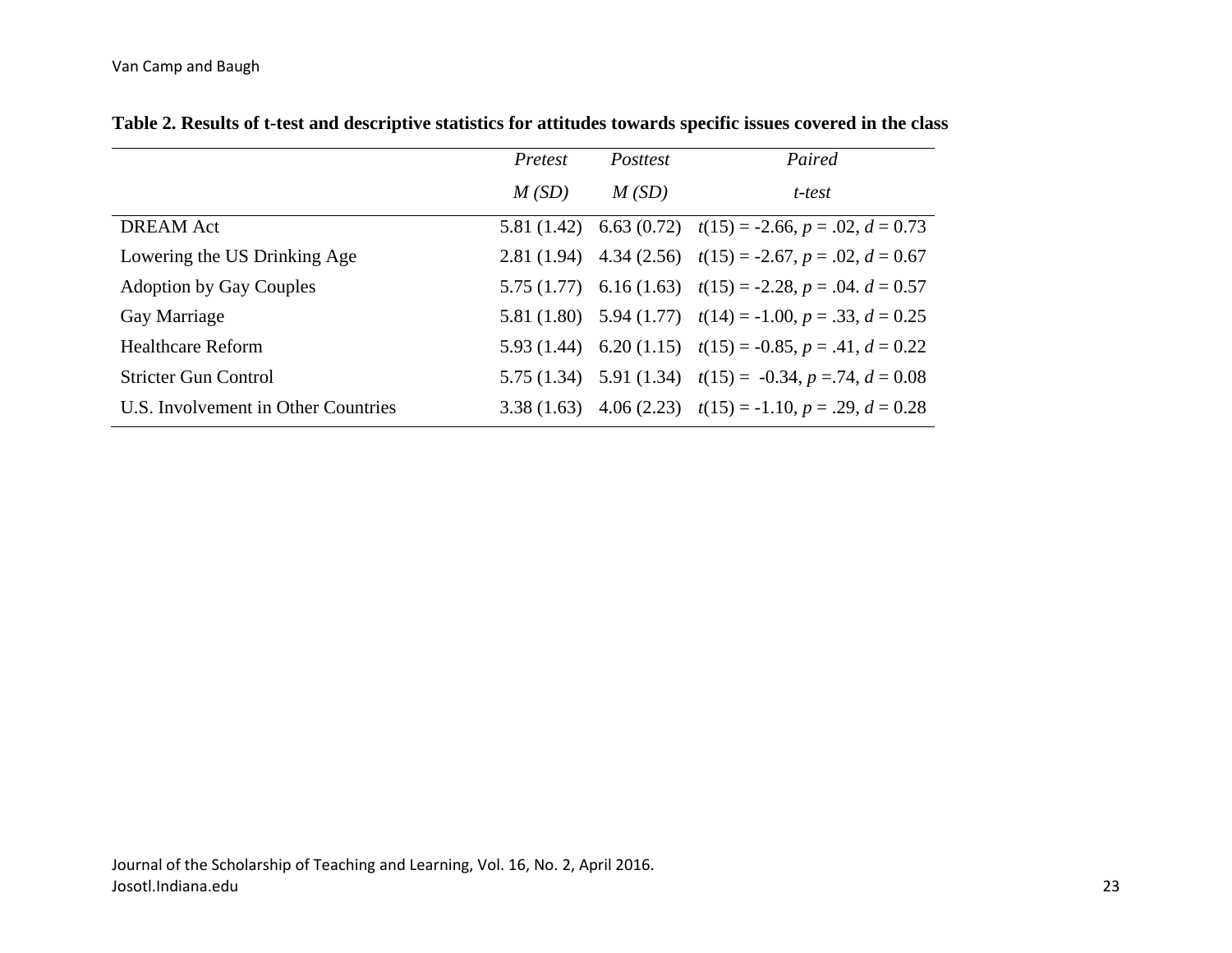**Table 2. Results of t-test and descriptive statistics for attitudes towards specific issues covered in the class**

| | *Pretest* *M (SD)* | *Posttest* *M (SD)* | *Paired* *t-test* |
|---|---|---|---|
| DREAM Act | 5.81 (1.42) | 6.63 (0.72) | $t(15) = -2.66$, $p = .02$, $d = 0.73$ |
| Lowering the US Drinking Age | 2.81 (1.94) | 4.34 (2.56) | $t(15) = -2.67$, $p = .02$, $d = 0.67$ |
| Adoption by Gay Couples | 5.75 (1.77) | 6.16 (1.63) | $t(15) = -2.28$, $p = .04$. $d = 0.57$ |
| Gay Marriage | 5.81 (1.80) | 5.94 (1.77) | $t(14) = -1.00$, $p = .33$, $d = 0.25$ |
| Healthcare Reform | 5.93 (1.44) | 6.20 (1.15) | $t(15) = -0.85$, $p = .41$, $d = 0.22$ |
| Stricter Gun Control | 5.75 (1.34) | 5.91 (1.34) | $t(15) = -0.34$, $p = .74$, $d = 0.08$ |
| U.S. Involvement in Other Countries | 3.38 (1.63) | 4.06 (2.23) | $t(15) = -1.10$, $p = .29$, $d = 0.28$ |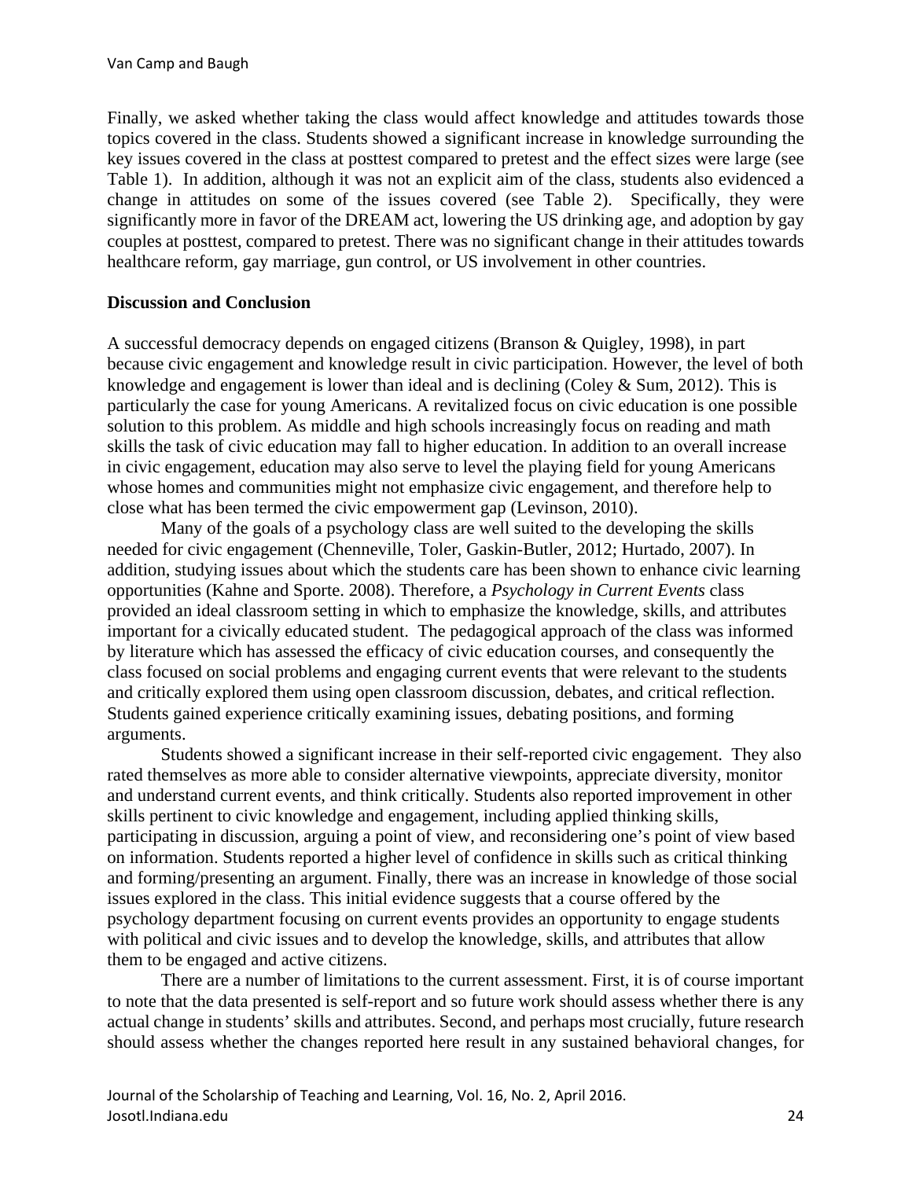Finally, we asked whether taking the class would affect knowledge and attitudes towards those topics covered in the class. Students showed a significant increase in knowledge surrounding the key issues covered in the class at posttest compared to pretest and the effect sizes were large (see Table 1). In addition, although it was not an explicit aim of the class, students also evidenced a change in attitudes on some of the issues covered (see Table 2). Specifically, they were significantly more in favor of the DREAM act, lowering the US drinking age, and adoption by gay couples at posttest, compared to pretest. There was no significant change in their attitudes towards healthcare reform, gay marriage, gun control, or US involvement in other countries.

## Discussion and Conclusion

A successful democracy depends on engaged citizens (Branson & Quigley, 1998), in part because civic engagement and knowledge result in civic participation. However, the level of both knowledge and engagement is lower than ideal and is declining (Coley & Sum, 2012). This is particularly the case for young Americans. A revitalized focus on civic education is one possible solution to this problem. As middle and high schools increasingly focus on reading and math skills the task of civic education may fall to higher education. In addition to an overall increase in civic engagement, education may also serve to level the playing field for young Americans whose homes and communities might not emphasize civic engagement, and therefore help to close what has been termed the civic empowerment gap (Levinson, 2010).

Many of the goals of a psychology class are well suited to the developing the skills needed for civic engagement (Chenneville, Toler, Gaskin-Butler, 2012; Hurtado, 2007). In addition, studying issues about which the students care has been shown to enhance civic learning opportunities (Kahne and Sporte. 2008). Therefore, a *Psychology in Current Events* class provided an ideal classroom setting in which to emphasize the knowledge, skills, and attributes important for a civically educated student. The pedagogical approach of the class was informed by literature which has assessed the efficacy of civic education courses, and consequently the class focused on social problems and engaging current events that were relevant to the students and critically explored them using open classroom discussion, debates, and critical reflection. Students gained experience critically examining issues, debating positions, and forming arguments.

Students showed a significant increase in their self-reported civic engagement. They also rated themselves as more able to consider alternative viewpoints, appreciate diversity, monitor and understand current events, and think critically. Students also reported improvement in other skills pertinent to civic knowledge and engagement, including applied thinking skills, participating in discussion, arguing a point of view, and reconsidering one's point of view based on information. Students reported a higher level of confidence in skills such as critical thinking and forming/presenting an argument. Finally, there was an increase in knowledge of those social issues explored in the class. This initial evidence suggests that a course offered by the psychology department focusing on current events provides an opportunity to engage students with political and civic issues and to develop the knowledge, skills, and attributes that allow them to be engaged and active citizens.

There are a number of limitations to the current assessment. First, it is of course important to note that the data presented is self-report and so future work should assess whether there is any actual change in students' skills and attributes. Second, and perhaps most crucially, future research should assess whether the changes reported here result in any sustained behavioral changes, for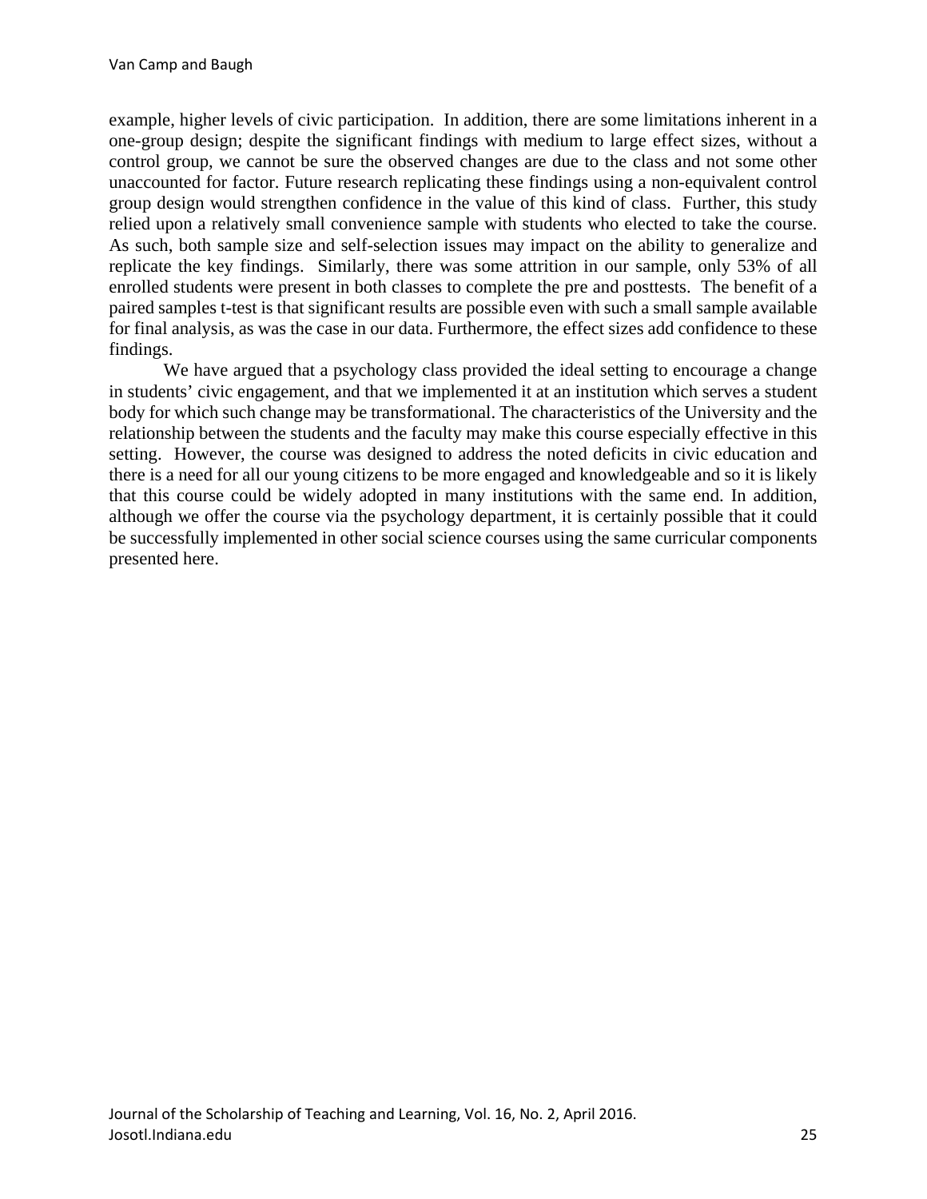example, higher levels of civic participation. In addition, there are some limitations inherent in a one-group design; despite the significant findings with medium to large effect sizes, without a control group, we cannot be sure the observed changes are due to the class and not some other unaccounted for factor. Future research replicating these findings using a non-equivalent control group design would strengthen confidence in the value of this kind of class. Further, this study relied upon a relatively small convenience sample with students who elected to take the course. As such, both sample size and self-selection issues may impact on the ability to generalize and replicate the key findings. Similarly, there was some attrition in our sample, only 53% of all enrolled students were present in both classes to complete the pre and posttests. The benefit of a paired samples t-test is that significant results are possible even with such a small sample available for final analysis, as was the case in our data. Furthermore, the effect sizes add confidence to these findings.

We have argued that a psychology class provided the ideal setting to encourage a change in students' civic engagement, and that we implemented it at an institution which serves a student body for which such change may be transformational. The characteristics of the University and the relationship between the students and the faculty may make this course especially effective in this setting. However, the course was designed to address the noted deficits in civic education and there is a need for all our young citizens to be more engaged and knowledgeable and so it is likely that this course could be widely adopted in many institutions with the same end. In addition, although we offer the course via the psychology department, it is certainly possible that it could be successfully implemented in other social science courses using the same curricular components presented here.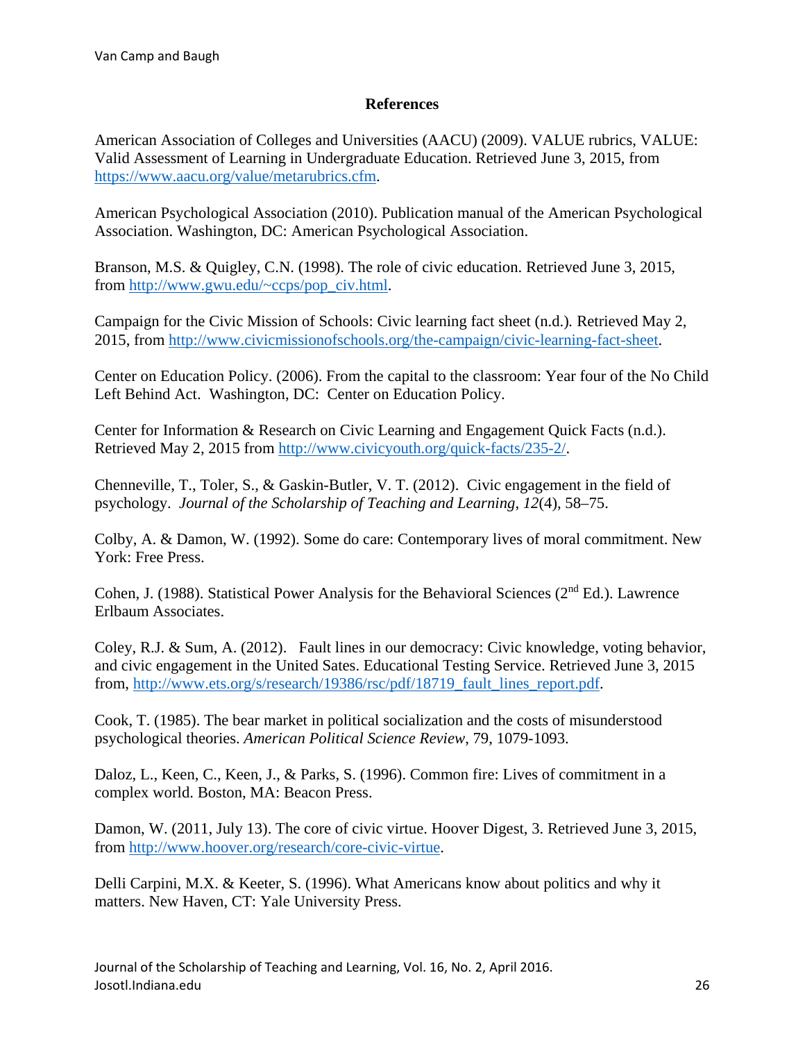## References

American Association of Colleges and Universities (AACU) (2009). VALUE rubrics, VALUE: Valid Assessment of Learning in Undergraduate Education. Retrieved June 3, 2015, from https://www.aacu.org/value/metarubrics.cfm.

American Psychological Association (2010). Publication manual of the American Psychological Association. Washington, DC: American Psychological Association.

Branson, M.S. & Quigley, C.N. (1998). The role of civic education. Retrieved June 3, 2015, from http://www.gwu.edu/~ccps/pop_civ.html.

Campaign for the Civic Mission of Schools: Civic learning fact sheet (n.d.). Retrieved May 2, 2015, from http://www.civicmissionofschools.org/the-campaign/civic-learning-fact-sheet.

Center on Education Policy. (2006). From the capital to the classroom: Year four of the No Child Left Behind Act. Washington, DC: Center on Education Policy.

Center for Information & Research on Civic Learning and Engagement Quick Facts (n.d.). Retrieved May 2, 2015 from http://www.civicyouth.org/quick-facts/235-2/.

Chenneville, T., Toler, S., & Gaskin-Butler, V. T. (2012). Civic engagement in the field of psychology. *Journal of the Scholarship of Teaching and Learning*, *12*(4), 58–75.

Colby, A. & Damon, W. (1992). Some do care: Contemporary lives of moral commitment. New York: Free Press.

Cohen, J. (1988). Statistical Power Analysis for the Behavioral Sciences (2nd Ed.). Lawrence Erlbaum Associates.

Coley, R.J. & Sum, A. (2012). Fault lines in our democracy: Civic knowledge, voting behavior, and civic engagement in the United Sates. Educational Testing Service. Retrieved June 3, 2015 from, http://www.ets.org/s/research/19386/rsc/pdf/18719_fault_lines_report.pdf.

Cook, T. (1985). The bear market in political socialization and the costs of misunderstood psychological theories. *American Political Science Review*, 79, 1079-1093.

Daloz, L., Keen, C., Keen, J., & Parks, S. (1996). Common fire: Lives of commitment in a complex world. Boston, MA: Beacon Press.

Damon, W. (2011, July 13). The core of civic virtue. Hoover Digest, 3. Retrieved June 3, 2015, from http://www.hoover.org/research/core-civic-virtue.

Delli Carpini, M.X. & Keeter, S. (1996). What Americans know about politics and why it matters. New Haven, CT: Yale University Press.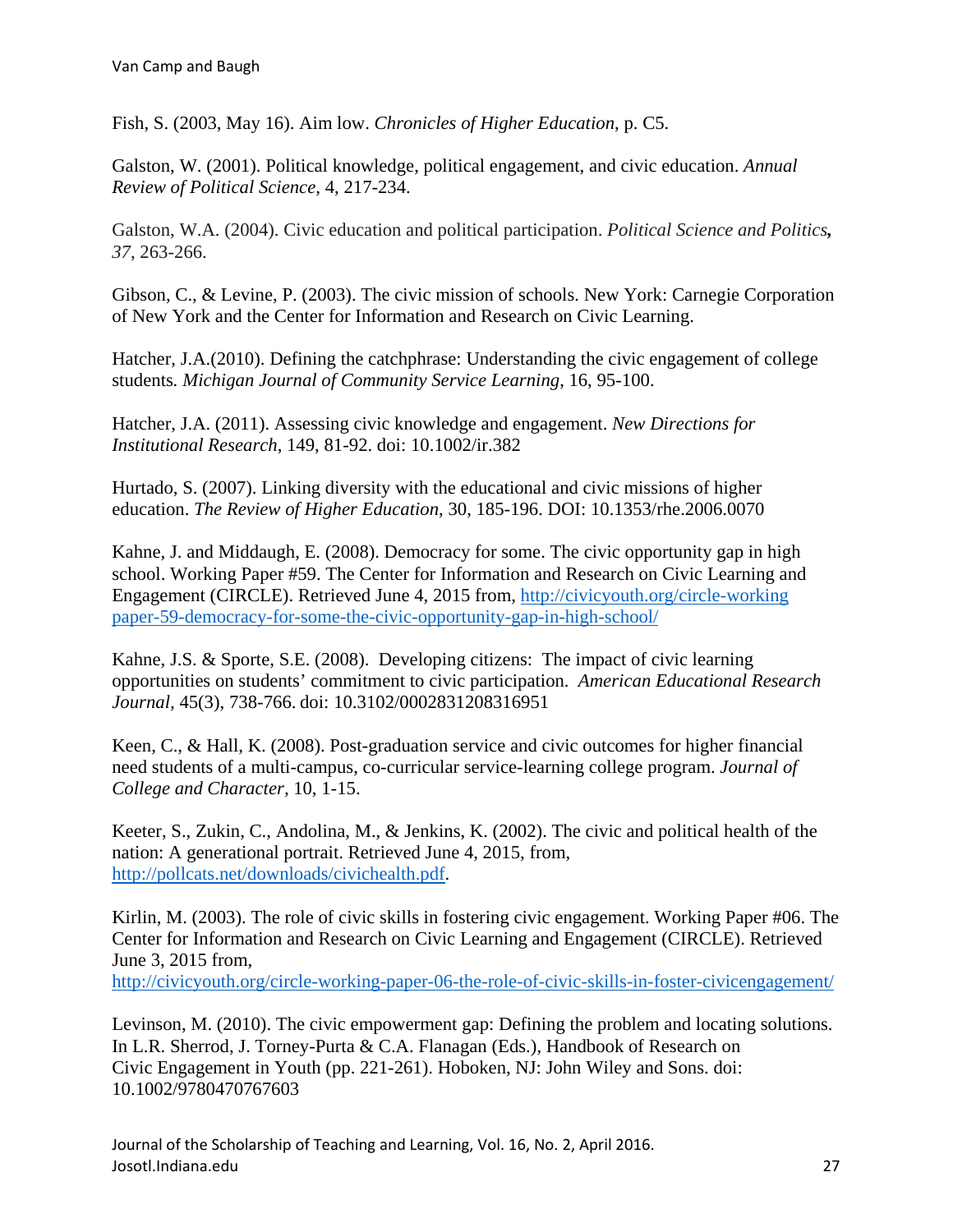Fish, S. (2003, May 16). Aim low. *Chronicles of Higher Education*, p. C5.

Galston, W. (2001). Political knowledge, political engagement, and civic education. *Annual Review of Political Science*, 4, 217-234.

Galston, W.A. (2004). Civic education and political participation. *Political Science and Politics, 37*, 263-266.

Gibson, C., & Levine, P. (2003). The civic mission of schools. New York: Carnegie Corporation of New York and the Center for Information and Research on Civic Learning.

Hatcher, J.A.(2010). Defining the catchphrase: Understanding the civic engagement of college students. *Michigan Journal of Community Service Learning*, 16, 95-100.

Hatcher, J.A. (2011). Assessing civic knowledge and engagement. *New Directions for Institutional Research*, 149, 81-92. doi: 10.1002/ir.382

Hurtado, S. (2007). Linking diversity with the educational and civic missions of higher education. *The Review of Higher Education*, 30, 185-196. DOI: 10.1353/rhe.2006.0070

Kahne, J. and Middaugh, E. (2008). Democracy for some. The civic opportunity gap in high school. Working Paper #59. The Center for Information and Research on Civic Learning and Engagement (CIRCLE). Retrieved June 4, 2015 from, http://civicyouth.org/circle-working paper-59-democracy-for-some-the-civic-opportunity-gap-in-high-school/

Kahne, J.S. & Sporte, S.E. (2008). Developing citizens: The impact of civic learning opportunities on students' commitment to civic participation. *American Educational Research Journal*, 45(3), 738-766. doi: 10.3102/0002831208316951

Keen, C., & Hall, K. (2008). Post-graduation service and civic outcomes for higher financial need students of a multi-campus, co-curricular service-learning college program. *Journal of College and Character*, 10, 1-15.

Keeter, S., Zukin, C., Andolina, M., & Jenkins, K. (2002). The civic and political health of the nation: A generational portrait. Retrieved June 4, 2015, from, http://pollcats.net/downloads/civichealth.pdf.

Kirlin, M. (2003). The role of civic skills in fostering civic engagement. Working Paper #06. The Center for Information and Research on Civic Learning and Engagement (CIRCLE). Retrieved June 3, 2015 from, http://civicyouth.org/circle-working-paper-06-the-role-of-civic-skills-in-foster-civicengagement/

Levinson, M. (2010). The civic empowerment gap: Defining the problem and locating solutions. In L.R. Sherrod, J. Torney-Purta & C.A. Flanagan (Eds.), Handbook of Research on Civic Engagement in Youth (pp. 221-261). Hoboken, NJ: John Wiley and Sons. doi: 10.1002/9780470767603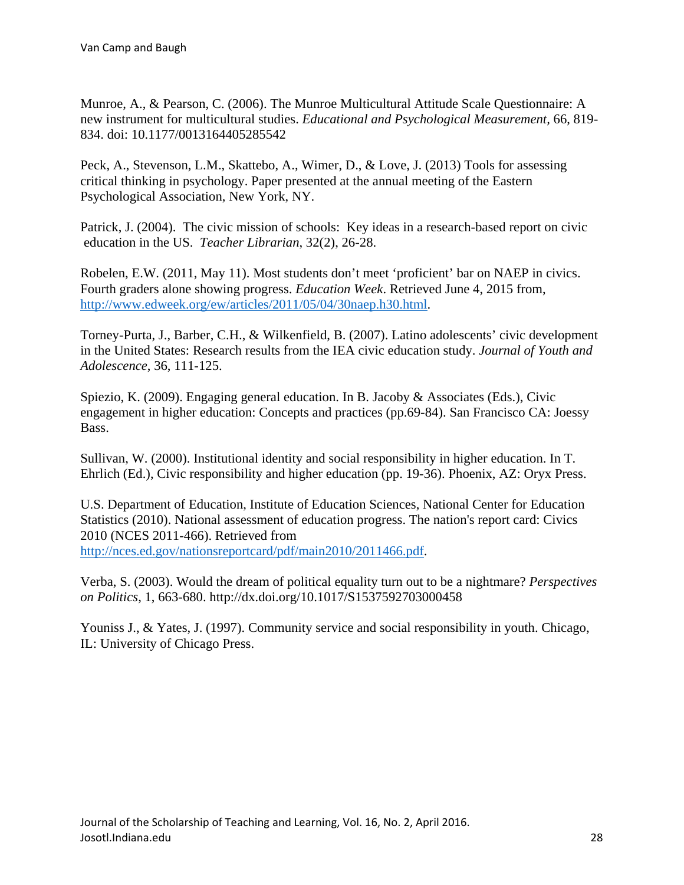Munroe, A., & Pearson, C. (2006). The Munroe Multicultural Attitude Scale Questionnaire: A new instrument for multicultural studies. *Educational and Psychological Measurement*, 66, 819-834. doi: 10.1177/0013164405285542

Peck, A., Stevenson, L.M., Skattebo, A., Wimer, D., & Love, J. (2013) Tools for assessing critical thinking in psychology. Paper presented at the annual meeting of the Eastern Psychological Association, New York, NY.

Patrick, J. (2004). The civic mission of schools: Key ideas in a research-based report on civic education in the US. *Teacher Librarian*, 32(2), 26-28.

Robelen, E.W. (2011, May 11). Most students don't meet 'proficient' bar on NAEP in civics. Fourth graders alone showing progress. *Education Week*. Retrieved June 4, 2015 from, http://www.edweek.org/ew/articles/2011/05/04/30naep.h30.html.

Torney-Purta, J., Barber, C.H., & Wilkenfield, B. (2007). Latino adolescents' civic development in the United States: Research results from the IEA civic education study. *Journal of Youth and Adolescence*, 36, 111-125.

Spiezio, K. (2009). Engaging general education. In B. Jacoby & Associates (Eds.), Civic engagement in higher education: Concepts and practices (pp.69-84). San Francisco CA: Joessy Bass.

Sullivan, W. (2000). Institutional identity and social responsibility in higher education. In T. Ehrlich (Ed.), Civic responsibility and higher education (pp. 19-36). Phoenix, AZ: Oryx Press.

U.S. Department of Education, Institute of Education Sciences, National Center for Education Statistics (2010). National assessment of education progress. The nation's report card: Civics 2010 (NCES 2011-466). Retrieved from http://nces.ed.gov/nationsreportcard/pdf/main2010/2011466.pdf.

Verba, S. (2003). Would the dream of political equality turn out to be a nightmare? *Perspectives on Politics*, 1, 663-680. http://dx.doi.org/10.1017/S1537592703000458

Youniss J., & Yates, J. (1997). Community service and social responsibility in youth. Chicago, IL: University of Chicago Press.